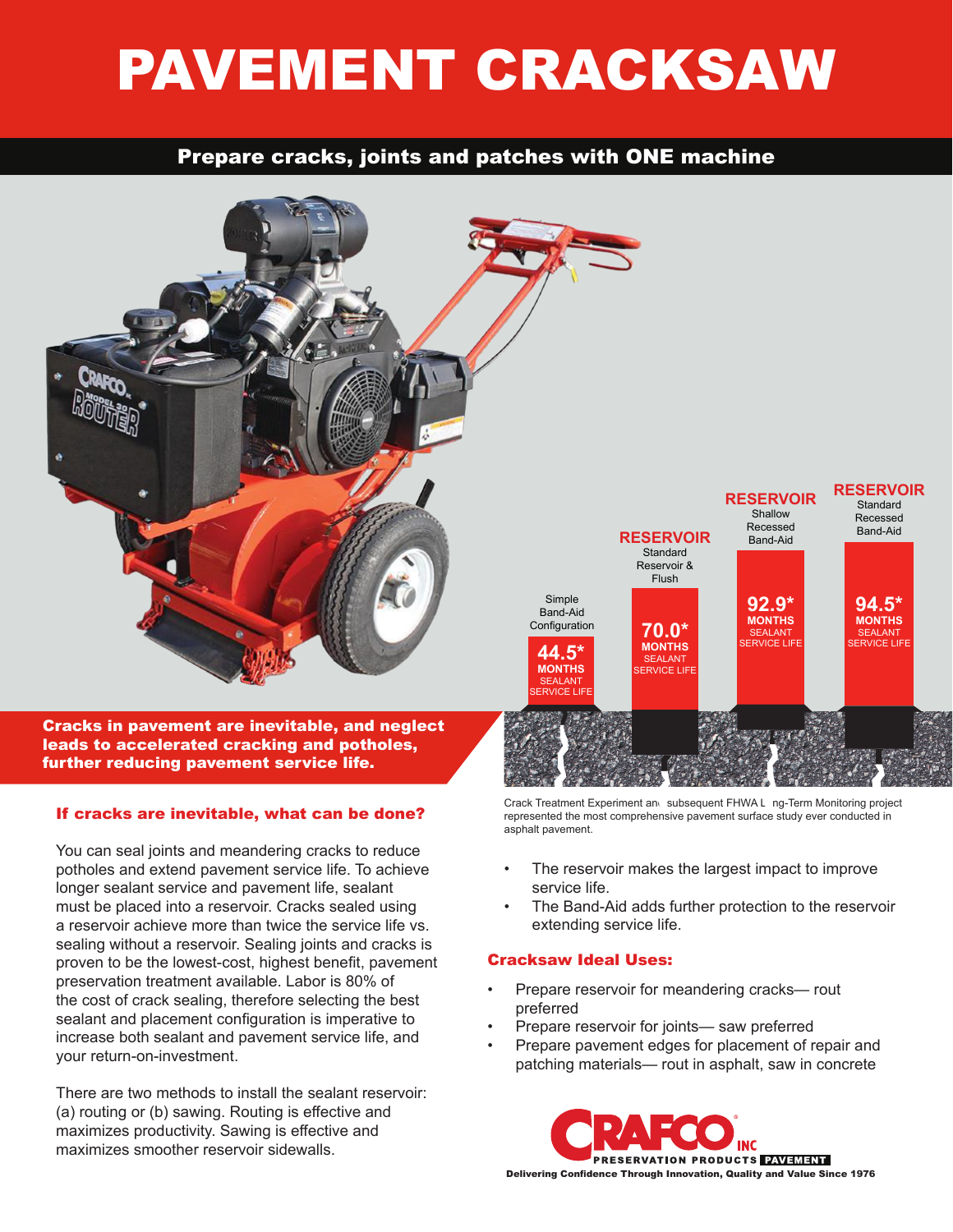# PAVEMENT CRACKSAW

## Prepare cracks, joints and patches with ONE machine

| Simple Band-Aid Configuration | RESERVOIR Standard Reservoir & Flush | RESERVOIR Shallow Recessed Band-Aid | RESERVOIR Standard Recessed Band-Aid |
|---|---|---|---|
| 44.5* MONTHS SEALANT SERVICE LIFE | 70.0* MONTHS SEALANT SERVICE LIFE | 92.9* MONTHS SEALANT SERVICE LIFE | 94.5* MONTHS SEALANT SERVICE LIFE |

**Cracks in pavement are inevitable, and neglect leads to accelerated cracking and potholes, further reducing pavement service life.**

Crack Treatment Experiment and subsequent FHWA Long-Term Monitoring project represented the most comprehensive pavement surface study ever conducted in asphalt pavement.

### If cracks are inevitable, what can be done?

You can seal joints and meandering cracks to reduce potholes and extend pavement service life. To achieve longer sealant service and pavement life, sealant must be placed into a reservoir. Cracks sealed using a reservoir achieve more than twice the service life vs. sealing without a reservoir. Sealing joints and cracks is proven to be the lowest-cost, highest benefit, pavement preservation treatment available. Labor is 80% of the cost of crack sealing, therefore selecting the best sealant and placement configuration is imperative to increase both sealant and pavement service life, and your return-on-investment.

There are two methods to install the sealant reservoir: (a) routing or (b) sawing. Routing is effective and maximizes productivity. Sawing is effective and maximizes smoother reservoir sidewalls.

- The reservoir makes the largest impact to improve service life.
- The Band-Aid adds further protection to the reservoir extending service life.

### Cracksaw Ideal Uses:

- Prepare reservoir for meandering cracks— rout preferred
- Prepare reservoir for joints— saw preferred
- Prepare pavement edges for placement of repair and patching materials— rout in asphalt, saw in concrete

CRAFCO INC PRESERVATION PRODUCTS PAVEMENT

Delivering Confidence Through Innovation, Quality and Value Since 1976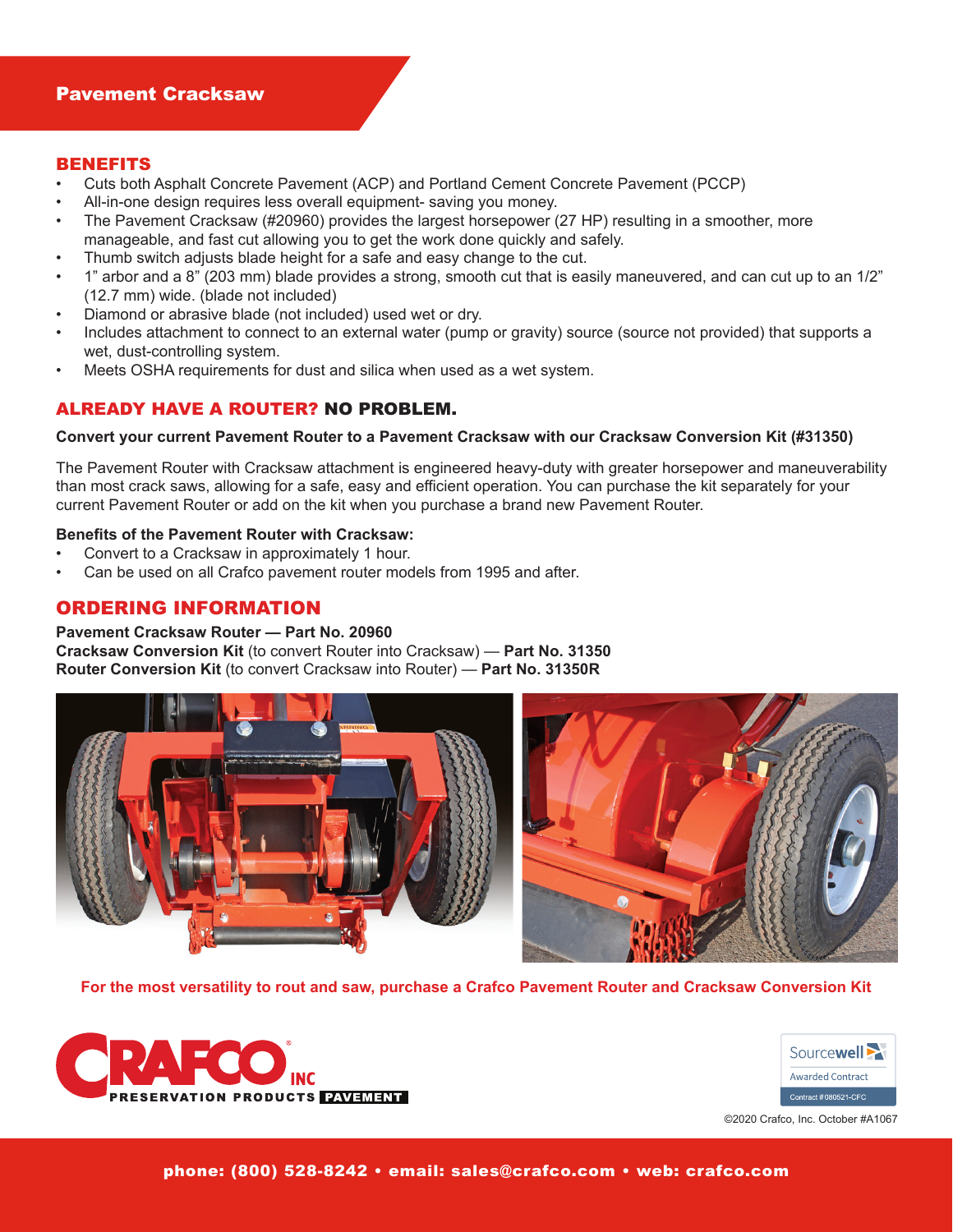# Pavement Cracksaw

## BENEFITS

- Cuts both Asphalt Concrete Pavement (ACP) and Portland Cement Concrete Pavement (PCCP)
- All-in-one design requires less overall equipment- saving you money.
- The Pavement Cracksaw (#20960) provides the largest horsepower (27 HP) resulting in a smoother, more manageable, and fast cut allowing you to get the work done quickly and safely.
- Thumb switch adjusts blade height for a safe and easy change to the cut.
- 1" arbor and a 8" (203 mm) blade provides a strong, smooth cut that is easily maneuvered, and can cut up to an 1/2" (12.7 mm) wide. (blade not included)
- Diamond or abrasive blade (not included) used wet or dry.
- Includes attachment to connect to an external water (pump or gravity) source (source not provided) that supports a wet, dust-controlling system.
- Meets OSHA requirements for dust and silica when used as a wet system.

## ALREADY HAVE A ROUTER? NO PROBLEM.

**Convert your current Pavement Router to a Pavement Cracksaw with our Cracksaw Conversion Kit (#31350)**

The Pavement Router with Cracksaw attachment is engineered heavy-duty with greater horsepower and maneuverability than most crack saws, allowing for a safe, easy and efficient operation. You can purchase the kit separately for your current Pavement Router or add on the kit when you purchase a brand new Pavement Router.

**Benefits of the Pavement Router with Cracksaw:**

- Convert to a Cracksaw in approximately 1 hour.
- Can be used on all Crafco pavement router models from 1995 and after.

## ORDERING INFORMATION

**Pavement Cracksaw Router — Part No. 20960**
**Cracksaw Conversion Kit** (to convert Router into Cracksaw) — **Part No. 31350**
**Router Conversion Kit** (to convert Cracksaw into Router) — **Part No. 31350R**

**For the most versatility to rout and saw, purchase a Crafco Pavement Router and Cracksaw Conversion Kit**

CRAFCO INC PRESERVATION PRODUCTS PAVEMENT

Sourcewell Awarded Contract
Contract # 080521-CFC

©2020 Crafco, Inc. October #A1067

**phone: (800) 528-8242 • email: sales@crafco.com • web: crafco.com**